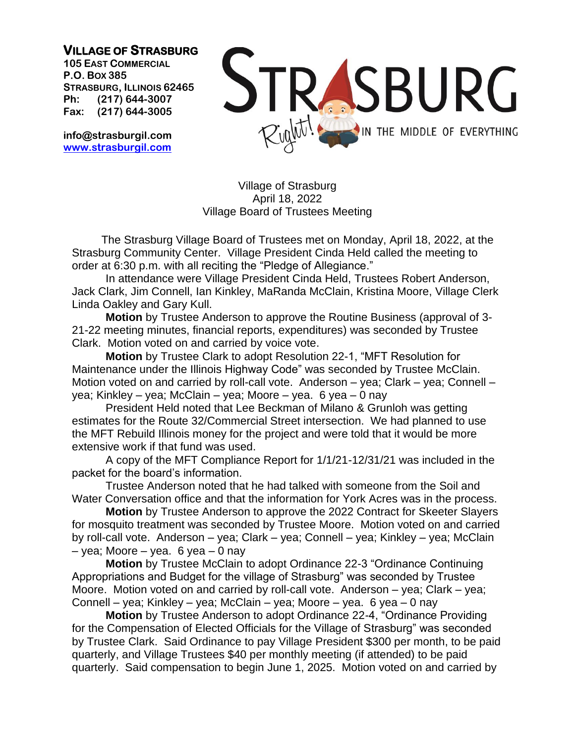**VILLAGE OF STRASBURG**
**105 EAST COMMERCIAL**
**P.O. BOX 385**
**STRASBURG, ILLINOIS 62465**
**Ph: (217) 644-3007**
**Fax: (217) 644-3005**

**info@strasburgil.com**
**www.strasburgil.com**

STRASBURG
Right! IN THE MIDDLE OF EVERYTHING

Village of Strasburg
April 18, 2022
Village Board of Trustees Meeting

The Strasburg Village Board of Trustees met on Monday, April 18, 2022, at the Strasburg Community Center. Village President Cinda Held called the meeting to order at 6:30 p.m. with all reciting the "Pledge of Allegiance."

In attendance were Village President Cinda Held, Trustees Robert Anderson, Jack Clark, Jim Connell, Ian Kinkley, MaRanda McClain, Kristina Moore, Village Clerk Linda Oakley and Gary Kull.

**Motion** by Trustee Anderson to approve the Routine Business (approval of 3-21-22 meeting minutes, financial reports, expenditures) was seconded by Trustee Clark. Motion voted on and carried by voice vote.

**Motion** by Trustee Clark to adopt Resolution 22-1, "MFT Resolution for Maintenance under the Illinois Highway Code" was seconded by Trustee McClain. Motion voted on and carried by roll-call vote. Anderson – yea; Clark – yea; Connell – yea; Kinkley – yea; McClain – yea; Moore – yea. 6 yea – 0 nay

President Held noted that Lee Beckman of Milano & Grunloh was getting estimates for the Route 32/Commercial Street intersection. We had planned to use the MFT Rebuild Illinois money for the project and were told that it would be more extensive work if that fund was used.

A copy of the MFT Compliance Report for 1/1/21-12/31/21 was included in the packet for the board's information.

Trustee Anderson noted that he had talked with someone from the Soil and Water Conversation office and that the information for York Acres was in the process.

**Motion** by Trustee Anderson to approve the 2022 Contract for Skeeter Slayers for mosquito treatment was seconded by Trustee Moore. Motion voted on and carried by roll-call vote. Anderson – yea; Clark – yea; Connell – yea; Kinkley – yea; McClain – yea; Moore – yea. 6 yea – 0 nay

**Motion** by Trustee McClain to adopt Ordinance 22-3 "Ordinance Continuing Appropriations and Budget for the village of Strasburg" was seconded by Trustee Moore. Motion voted on and carried by roll-call vote. Anderson – yea; Clark – yea; Connell – yea; Kinkley – yea; McClain – yea; Moore – yea. 6 yea – 0 nay

**Motion** by Trustee Anderson to adopt Ordinance 22-4, "Ordinance Providing for the Compensation of Elected Officials for the Village of Strasburg" was seconded by Trustee Clark. Said Ordinance to pay Village President $300 per month, to be paid quarterly, and Village Trustees $40 per monthly meeting (if attended) to be paid quarterly. Said compensation to begin June 1, 2025. Motion voted on and carried by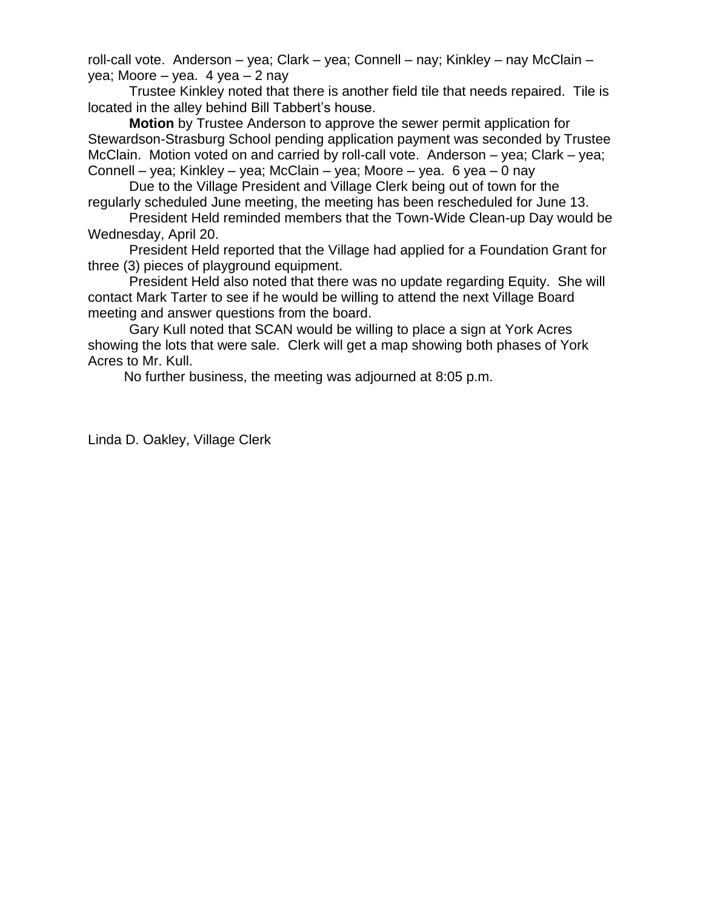roll-call vote. Anderson – yea; Clark – yea; Connell – nay; Kinkley – nay McClain – yea; Moore – yea. 4 yea – 2 nay

Trustee Kinkley noted that there is another field tile that needs repaired. Tile is located in the alley behind Bill Tabbert's house.

**Motion** by Trustee Anderson to approve the sewer permit application for Stewardson-Strasburg School pending application payment was seconded by Trustee McClain. Motion voted on and carried by roll-call vote. Anderson – yea; Clark – yea; Connell – yea; Kinkley – yea; McClain – yea; Moore – yea. 6 yea – 0 nay

Due to the Village President and Village Clerk being out of town for the regularly scheduled June meeting, the meeting has been rescheduled for June 13.

President Held reminded members that the Town-Wide Clean-up Day would be Wednesday, April 20.

President Held reported that the Village had applied for a Foundation Grant for three (3) pieces of playground equipment.

President Held also noted that there was no update regarding Equity. She will contact Mark Tarter to see if he would be willing to attend the next Village Board meeting and answer questions from the board.

Gary Kull noted that SCAN would be willing to place a sign at York Acres showing the lots that were sale. Clerk will get a map showing both phases of York Acres to Mr. Kull.

No further business, the meeting was adjourned at 8:05 p.m.

Linda D. Oakley, Village Clerk